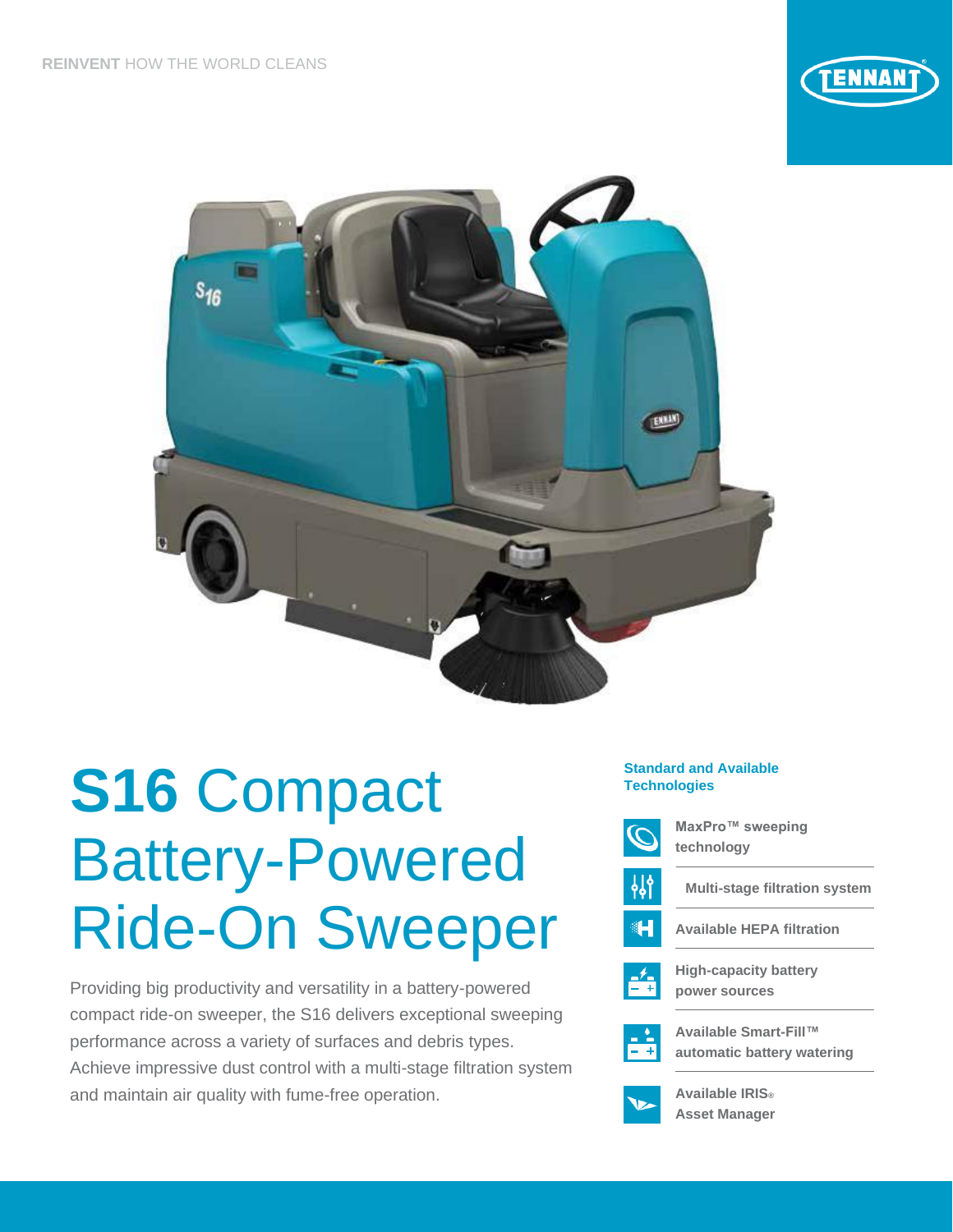REINVENT HOW THE WORLD CLEANS

# S16 Compact Battery-Powered Ride-On Sweeper

Providing big productivity and versatility in a battery-powered compact ride-on sweeper, the S16 delivers exceptional sweeping performance across a variety of surfaces and debris types. Achieve impressive dust control with a multi-stage filtration system and maintain air quality with fume-free operation.

### Standard and Available Technologies

- **MaxPro™ sweeping technology**
- **Multi-stage filtration system**
- **Available HEPA filtration**
- **High-capacity battery power sources**
- **Available Smart-Fill™ automatic battery watering**
- **Available IRIS® Asset Manager**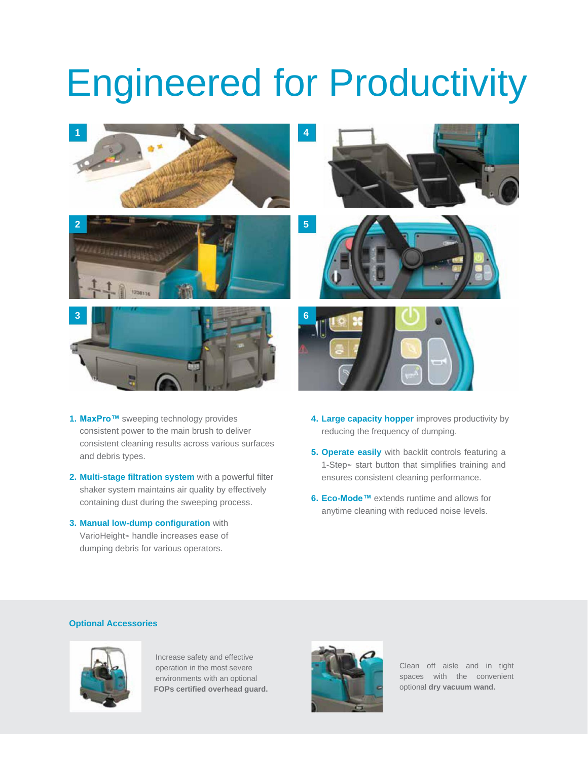# Engineered for Productivity

1. **MaxPro™** sweeping technology provides consistent power to the main brush to deliver consistent cleaning results across various surfaces and debris types.
2. **Multi-stage filtration system** with a powerful filter shaker system maintains air quality by effectively containing dust during the sweeping process.
3. **Manual low-dump configuration** with VarioHeight™ handle increases ease of dumping debris for various operators.
4. **Large capacity hopper** improves productivity by reducing the frequency of dumping.
5. **Operate easily** with backlit controls featuring a 1-Step™ start button that simplifies training and ensures consistent cleaning performance.
6. **Eco-Mode™** extends runtime and allows for anytime cleaning with reduced noise levels.

### Optional Accessories

Increase safety and effective operation in the most severe environments with an optional **FOPs certified overhead guard.**

Clean off aisle and in tight spaces with the convenient optional **dry vacuum wand.**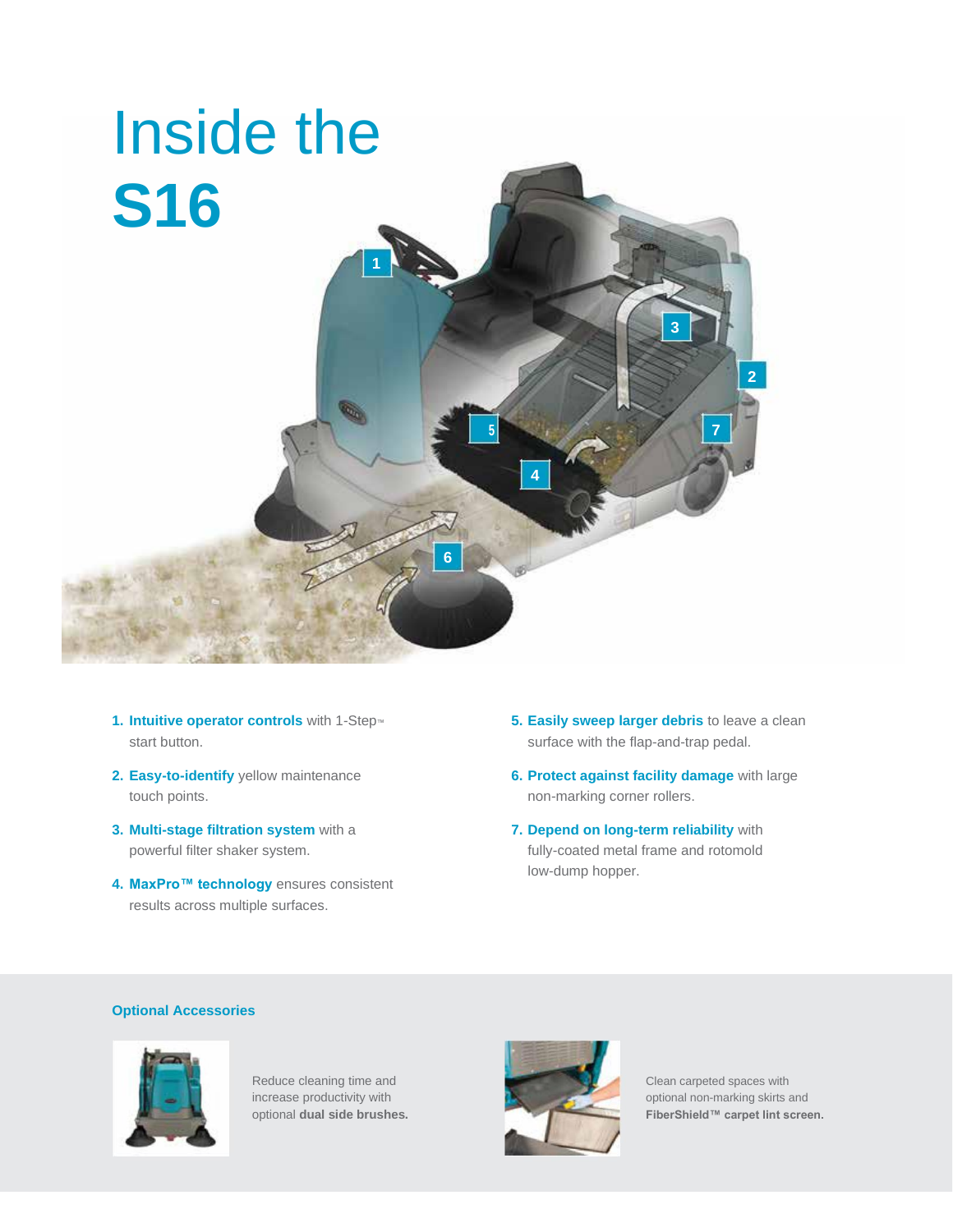# Inside the **S16**

1. **Intuitive operator controls** with 1-Step™ start button.
2. **Easy-to-identify** yellow maintenance touch points.
3. **Multi-stage filtration system** with a powerful filter shaker system.
4. **MaxPro™ technology** ensures consistent results across multiple surfaces.
5. **Easily sweep larger debris** to leave a clean surface with the flap-and-trap pedal.
6. **Protect against facility damage** with large non-marking corner rollers.
7. **Depend on long-term reliability** with fully-coated metal frame and rotomold low-dump hopper.

### Optional Accessories

Reduce cleaning time and increase productivity with optional **dual side brushes.**

Clean carpeted spaces with optional non-marking skirts and **FiberShield™ carpet lint screen.**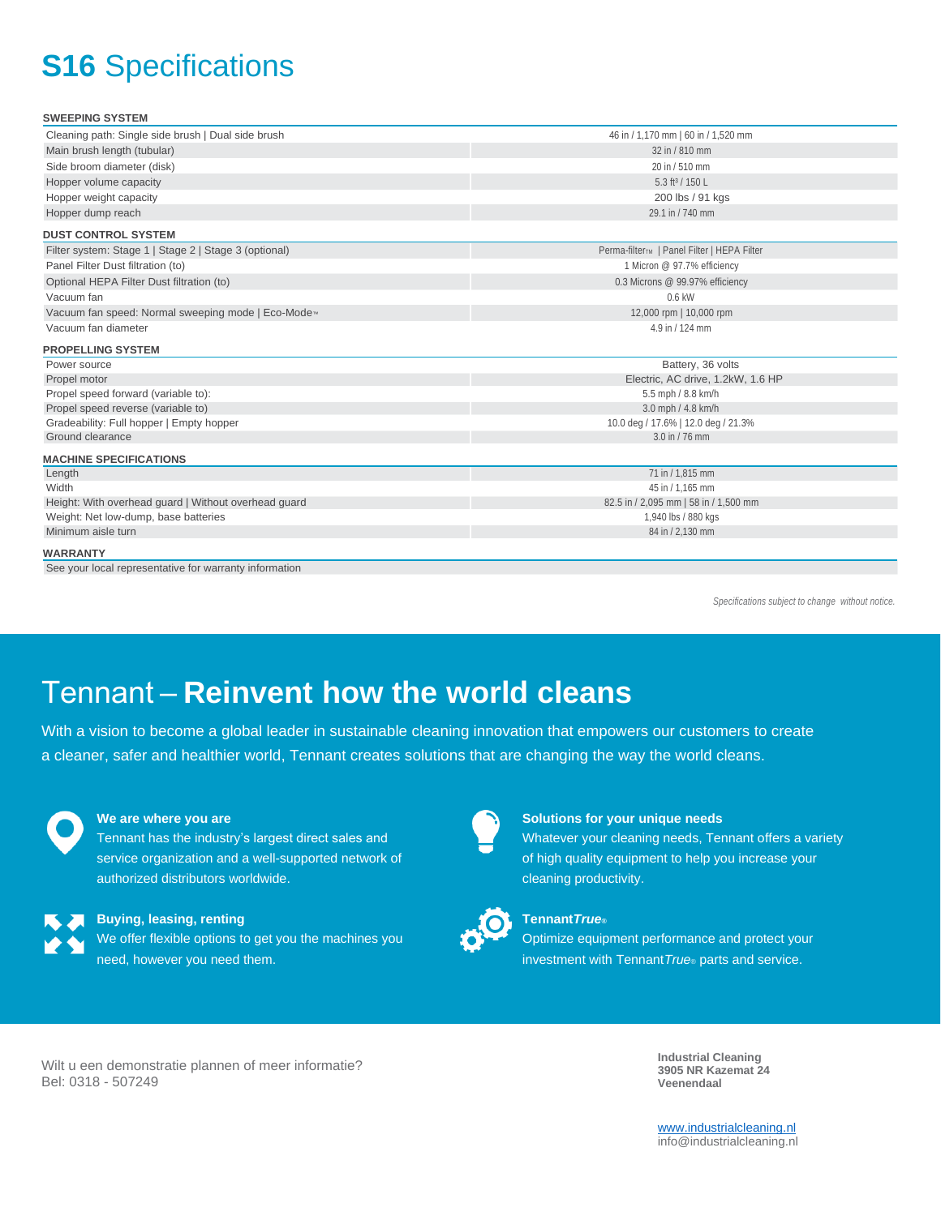# **S16** Specifications

**SWEEPING SYSTEM**

| | |
|---|---|
| Cleaning path: Single side brush \| Dual side brush | 46 in / 1,170 mm \| 60 in / 1,520 mm |
| Main brush length (tubular) | 32 in / 810 mm |
| Side broom diameter (disk) | 20 in / 510 mm |
| Hopper volume capacity | 5.3 ft³ / 150 L |
| Hopper weight capacity | 200 lbs / 91 kgs |
| Hopper dump reach | 29.1 in / 740 mm |

**DUST CONTROL SYSTEM**

| | |
|---|---|
| Filter system: Stage 1 \| Stage 2 \| Stage 3 (optional) | Perma-filter™ \| Panel Filter \| HEPA Filter |
| Panel Filter Dust filtration (to) | 1 Micron @ 97.7% efficiency |
| Optional HEPA Filter Dust filtration (to) | 0.3 Microns @ 99.97% efficiency |
| Vacuum fan | 0.6 kW |
| Vacuum fan speed: Normal sweeping mode \| Eco-Mode™ | 12,000 rpm \| 10,000 rpm |
| Vacuum fan diameter | 4.9 in / 124 mm |

**PROPELLING SYSTEM**

| | |
|---|---|
| Power source | Battery, 36 volts |
| Propel motor | Electric, AC drive, 1.2kW, 1.6 HP |
| Propel speed forward (variable to): | 5.5 mph / 8.8 km/h |
| Propel speed reverse (variable to) | 3.0 mph / 4.8 km/h |
| Gradeability: Full hopper \| Empty hopper | 10.0 deg / 17.6% \| 12.0 deg / 21.3% |
| Ground clearance | 3.0 in / 76 mm |

**MACHINE SPECIFICATIONS**

| | |
|---|---|
| Length | 71 in / 1,815 mm |
| Width | 45 in / 1,165 mm |
| Height: With overhead guard \| Without overhead guard | 82.5 in / 2,095 mm \| 58 in / 1,500 mm |
| Weight: Net low-dump, base batteries | 1,940 lbs / 880 kgs |
| Minimum aisle turn | 84 in / 2,130 mm |

**WARRANTY**

See your local representative for warranty information

*Specifications subject to change without notice.*

## Tennant – **Reinvent how the world cleans**

With a vision to become a global leader in sustainable cleaning innovation that empowers our customers to create a cleaner, safer and healthier world, Tennant creates solutions that are changing the way the world cleans.

**We are where you are**
Tennant has the industry's largest direct sales and service organization and a well-supported network of authorized distributors worldwide.

**Solutions for your unique needs**
Whatever your cleaning needs, Tennant offers a variety of high quality equipment to help you increase your cleaning productivity.

**Buying, leasing, renting**
We offer flexible options to get you the machines you need, however you need them.

**Tennant*True*®**
Optimize equipment performance and protect your investment with Tennant*True*® parts and service.

Wilt u een demonstratie plannen of meer informatie?
Bel: 0318 - 507249

**Industrial Cleaning**
**3905 NR Kazemat 24**
**Veenendaal**

www.industrialcleaning.nl
info@industrialcleaning.nl